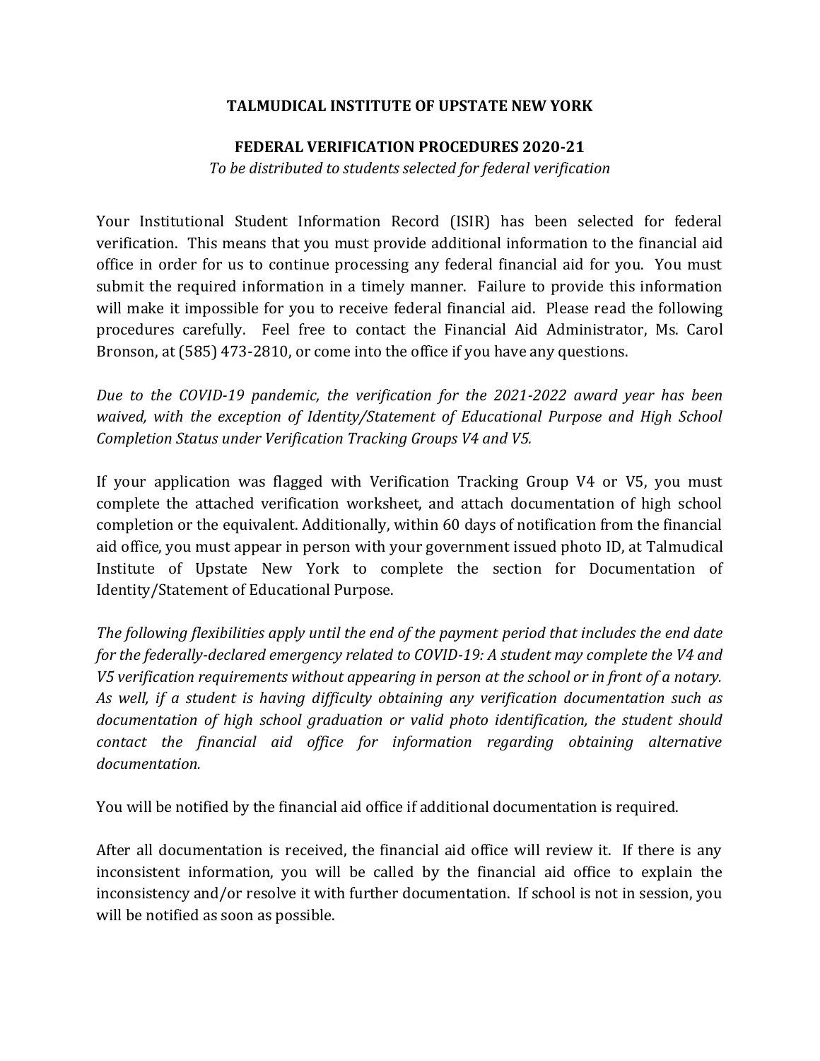# TALMUDICAL INSTITUTE OF UPSTATE NEW YORK

## FEDERAL VERIFICATION PROCEDURES 2020-21

*To be distributed to students selected for federal verification*

Your Institutional Student Information Record (ISIR) has been selected for federal verification. This means that you must provide additional information to the financial aid office in order for us to continue processing any federal financial aid for you. You must submit the required information in a timely manner. Failure to provide this information will make it impossible for you to receive federal financial aid. Please read the following procedures carefully. Feel free to contact the Financial Aid Administrator, Ms. Carol Bronson, at (585) 473-2810, or come into the office if you have any questions.

*Due to the COVID-19 pandemic, the verification for the 2021-2022 award year has been waived, with the exception of Identity/Statement of Educational Purpose and High School Completion Status under Verification Tracking Groups V4 and V5.*

If your application was flagged with Verification Tracking Group V4 or V5, you must complete the attached verification worksheet, and attach documentation of high school completion or the equivalent. Additionally, within 60 days of notification from the financial aid office, you must appear in person with your government issued photo ID, at Talmudical Institute of Upstate New York to complete the section for Documentation of Identity/Statement of Educational Purpose.

*The following flexibilities apply until the end of the payment period that includes the end date for the federally-declared emergency related to COVID-19: A student may complete the V4 and V5 verification requirements without appearing in person at the school or in front of a notary. As well, if a student is having difficulty obtaining any verification documentation such as documentation of high school graduation or valid photo identification, the student should contact the financial aid office for information regarding obtaining alternative documentation.*

You will be notified by the financial aid office if additional documentation is required.

After all documentation is received, the financial aid office will review it. If there is any inconsistent information, you will be called by the financial aid office to explain the inconsistency and/or resolve it with further documentation. If school is not in session, you will be notified as soon as possible.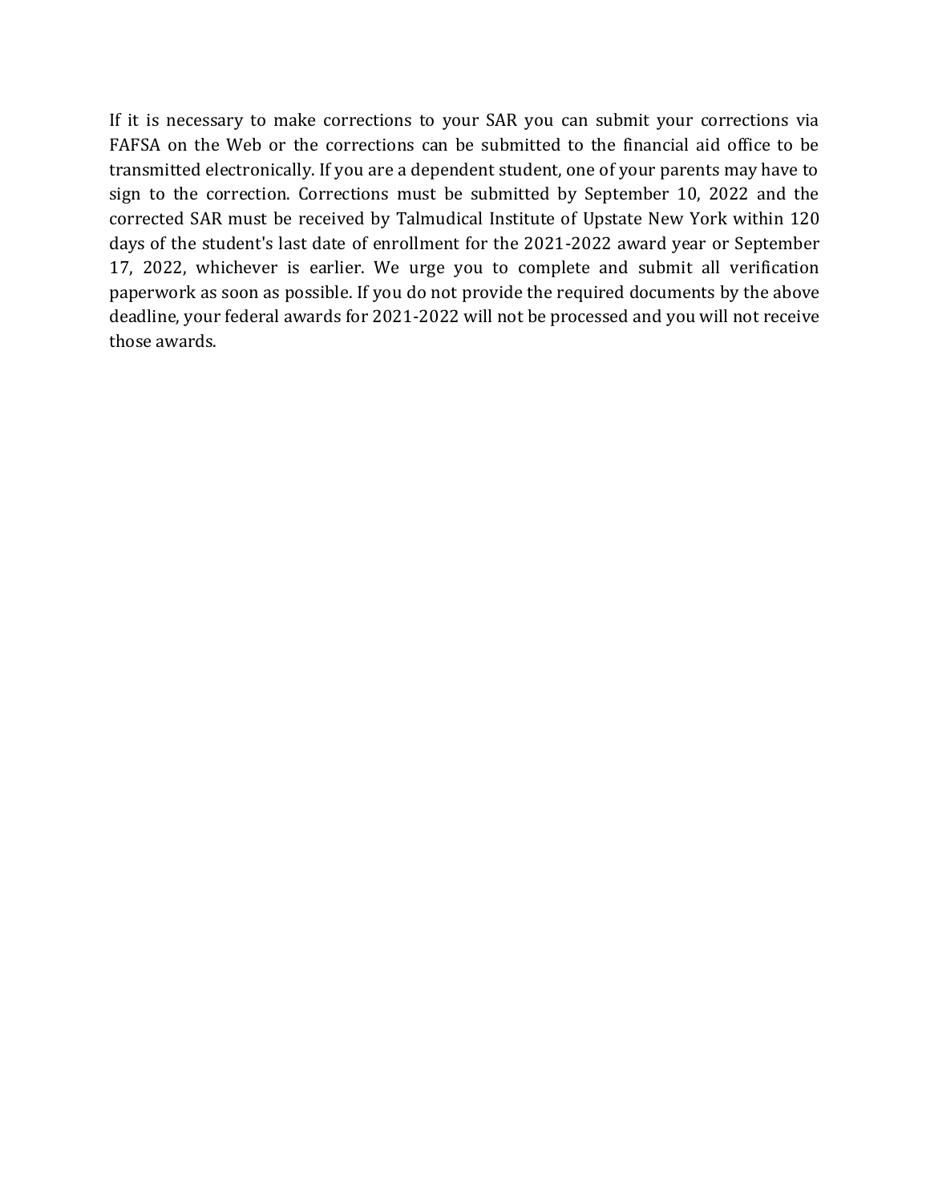If it is necessary to make corrections to your SAR you can submit your corrections via FAFSA on the Web or the corrections can be submitted to the financial aid office to be transmitted electronically. If you are a dependent student, one of your parents may have to sign to the correction. Corrections must be submitted by September 10, 2022 and the corrected SAR must be received by Talmudical Institute of Upstate New York within 120 days of the student's last date of enrollment for the 2021-2022 award year or September 17, 2022, whichever is earlier. We urge you to complete and submit all verification paperwork as soon as possible. If you do not provide the required documents by the above deadline, your federal awards for 2021-2022 will not be processed and you will not receive those awards.